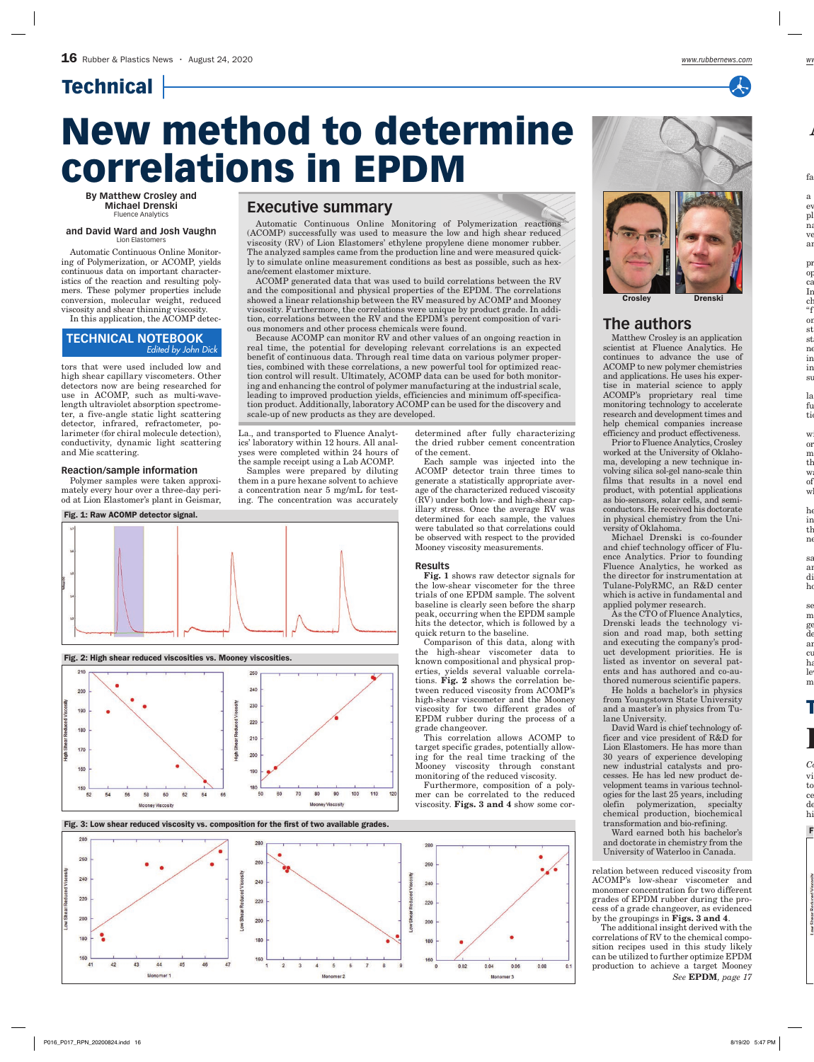## Technical

# New method to determine correlations in EPDM

By Matthew Crosley and Michael Drenski
Fluence Analytics

and David Ward and Josh Vaughn
Lion Elastomers

## Executive summary

Automatic Continuous Online Monitoring of Polymerization reactions (ACOMP) successfully was used to measure the low and high shear reduced viscosity (RV) of Lion Elastomers' ethylene propylene diene monomer rubber. The analyzed samples came from the production line and were measured quickly to simulate online measurement conditions as best as possible, such as hexane/cement elastomer mixture.

ACOMP generated data that was used to build correlations between the RV and the compositional and physical properties of the EPDM. The correlations showed a linear relationship between the RV measured by ACOMP and Mooney viscosity. Furthermore, the correlations were unique by product grade. In addition, correlations between the RV and the EPDM's percent composition of various monomers and other process chemicals were found.

Because ACOMP can monitor RV and other values of an ongoing reaction in real time, the potential for developing relevant correlations is an expected benefit of continuous data. Through real time data on various polymer properties, combined with these correlations, a new powerful tool for optimized reaction control will result. Ultimately, ACOMP data can be used for both monitoring and enhancing the control of polymer manufacturing at the industrial scale, leading to improved production yields, efficiencies and minimum off-specification product. Additionally, laboratory ACOMP can be used for the discovery and scale-up of new products as they are developed.

Automatic Continuous Online Monitoring of Polymerization, or ACOMP, yields continuous data on important characteristics of the reaction and resulting polymers. These polymer properties include conversion, molecular weight, reduced viscosity and shear thinning viscosity.

In this application, the ACOMP detectors that were used included low and high shear capillary viscometers. Other detectors now are being researched for use in ACOMP, such as multi-wavelength ultraviolet absorption spectrometer, a five-angle static light scattering detector, infrared, refractometer, polarimeter (for chiral molecule detection), conductivity, dynamic light scattering and Mie scattering.

**TECHNICAL NOTEBOOK**
*Edited by John Dick*

### Reaction/sample information

Polymer samples were taken approximately every hour over a three-day period at Lion Elastomer's plant in Geismar, La., and transported to Fluence Analytics' laboratory within 12 hours. All analyses were completed within 24 hours of the sample receipt using a Lab ACOMP.

Samples were prepared by diluting them in a pure hexane solvent to achieve a concentration near 5 mg/mL for testing. The concentration was accurately determined after fully characterizing the dried rubber cement concentration of the cement.

Each sample was injected into the ACOMP detector train three times to generate a statistically appropriate average of the characterized reduced viscosity (RV) under both low- and high-shear capillary stress. Once the average RV was determined for each sample, the values were tabulated so that correlations could be observed with respect to the provided Mooney viscosity measurements.

### Results

**Fig. 1** shows raw detector signals for the low-shear viscometer for the three trials of one EPDM sample. The solvent baseline is clearly seen before the sharp peak, occurring when the EPDM sample hits the detector, which is followed by a quick return to the baseline.

Comparison of this data, along with the high-shear viscometer data to known compositional and physical properties, yields several valuable correlations. **Fig. 2** shows the correlation between reduced viscosity from ACOMP's high-shear viscometer and the Mooney viscosity for two different grades of EPDM rubber during the process of a grade changeover.

This correlation allows ACOMP to target specific grades, potentially allowing for the real time tracking of the Mooney viscosity through constant monitoring of the reduced viscosity.

Furthermore, composition of a polymer can be correlated to the reduced viscosity. **Figs. 3 and 4** show some correlation between reduced viscosity from ACOMP's low-shear viscometer and monomer concentration for two different grades of EPDM rubber during the process of a grade changeover, as evidenced by the groupings in **Figs. 3 and 4**.

The additional insight derived with the correlations of RV to the chemical composition recipes used in this study likely can be utilized to further optimize EPDM production to achieve a target Mooney

*See* **EPDM**, *page 17*

**Fig. 1: Raw ACOMP detector signal.**

**Fig. 2: High shear reduced viscosities vs. Mooney viscosities.**

**Fig. 3: Low shear reduced viscosity vs. composition for the first of two available grades.**

## The authors

Crosley — Drenski

Matthew Crosley is an application scientist at Fluence Analytics. He continues to advance the use of ACOMP to new polymer chemistries and applications. He uses his expertise in material science to apply ACOMP's proprietary real time monitoring technology to accelerate research and development times and help chemical companies increase efficiency and product effectiveness.

Prior to Fluence Analytics, Crosley worked at the University of Oklahoma, developing a new technique involving silica sol-gel nano-scale thin films that results in a novel end product, with potential applications as bio-sensors, solar cells, and semiconductors. He received his doctorate in physical chemistry from the University of Oklahoma.

Michael Drenski is co-founder and chief technology officer of Fluence Analytics. Prior to founding Fluence Analytics, he worked as the director for instrumentation at Tulane-PolyRMC, an R&D center which is active in fundamental and applied polymer research.

As the CTO of Fluence Analytics, Drenski leads the technology vision and road map, both setting and executing the company's product development priorities. He is listed as inventor on several patents and has authored and co-authored numerous scientific papers.

He holds a bachelor's in physics from Youngstown State University and a master's in physics from Tulane University.

David Ward is chief technology officer and vice president of R&D for Lion Elastomers. He has more than 30 years of experience developing new industrial catalysts and processes. He has led new product development teams in various technologies for the last 25 years, including olefin polymerization, specialty chemical production, biochemical transformation and bio-refining.

Ward earned both his bachelor's and doctorate in chemistry from the University of Waterloo in Canada.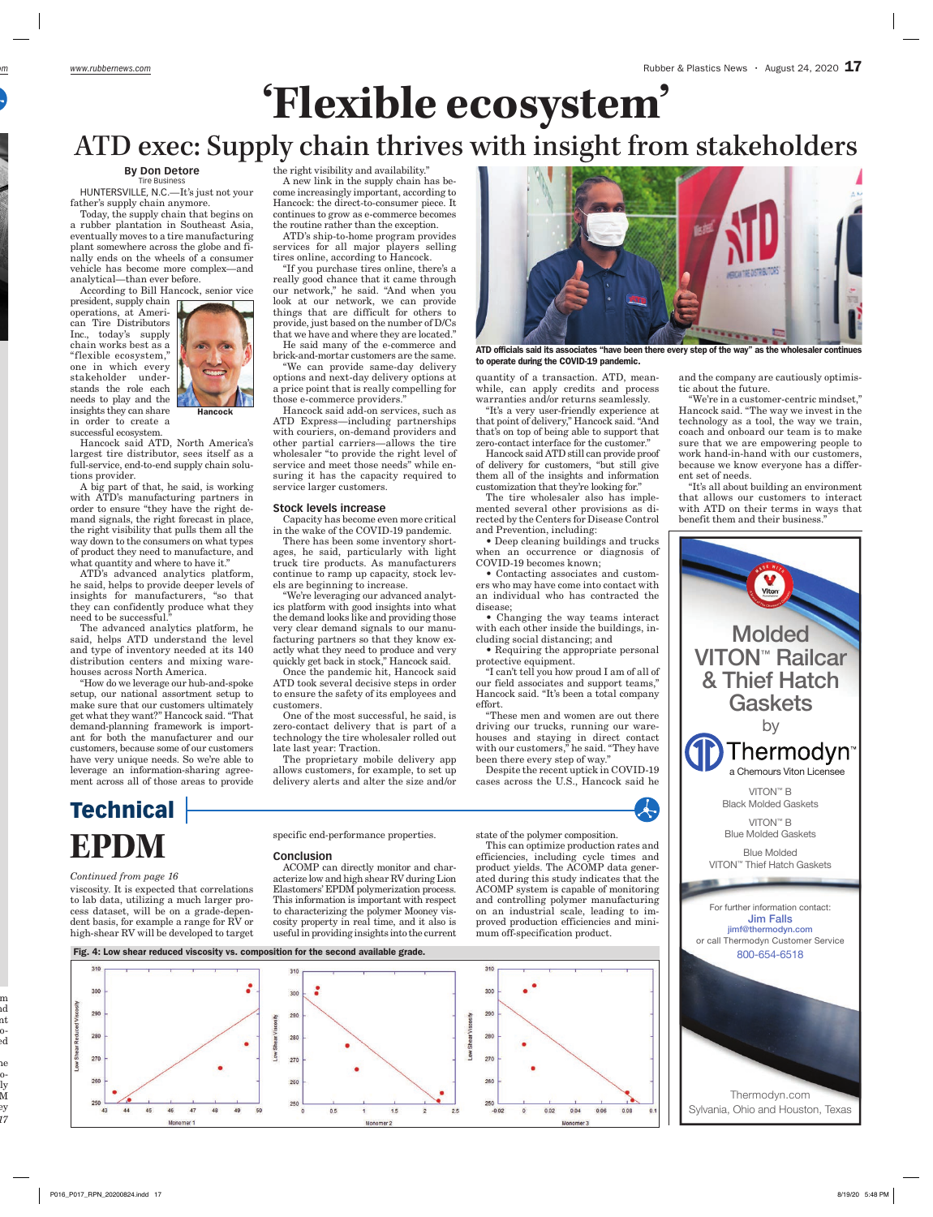# 'Flexible ecosystem'

## ATD exec: Supply chain thrives with insight from stakeholders

**By Don Detore**
Tire Business

HUNTERSVILLE, N.C.—It's just not your father's supply chain anymore.

Today, the supply chain that begins on a rubber plantation in Southeast Asia, eventually moves to a tire manufacturing plant somewhere across the globe and finally ends on the wheels of a consumer vehicle has become more complex—and analytical—than ever before.

According to Bill Hancock, senior vice president, supply chain operations, at American Tire Distributors Inc., today's supply chain works best as a "flexible ecosystem," one in which every stakeholder understands the role each needs to play and the insights they can share in order to create a successful ecosystem.

Hancock

Hancock said ATD, North America's largest tire distributor, sees itself as a full-service, end-to-end supply chain solutions provider.

A big part of that, he said, is working with ATD's manufacturing partners in order to ensure "they have the right demand signals, the right forecast in place, the right visibility that pulls them all the way down to the consumers on what types of product they need to manufacture, and what quantity and where to have it."

ATD's advanced analytics platform, he said, helps to provide deeper levels of insights for manufacturers, "so that they can confidently produce what they need to be successful."

The advanced analytics platform, he said, helps ATD understand the level and type of inventory needed at its 140 distribution centers and mixing warehouses across North America.

"How do we leverage our hub-and-spoke setup, our national assortment setup to make sure that our customers ultimately get what they want?" Hancock said. "That demand-planning framework is important for both the manufacturer and our customers, because some of our customers have very unique needs. So we're able to leverage an information-sharing agreement across all of those areas to provide the right visibility and availability."

A new link in the supply chain has become increasingly important, according to Hancock: the direct-to-consumer piece. It continues to grow as e-commerce becomes the routine rather than the exception.

ATD's ship-to-home program provides services for all major players selling tires online, according to Hancock.

"If you purchase tires online, there's a really good chance that it came through our network," he said. "And when you look at our network, we can provide things that are difficult for others to provide, just based on the number of D/Cs that we have and where they are located."

He said many of the e-commerce and brick-and-mortar customers are the same.

"We can provide same-day delivery options and next-day delivery options at a price point that is really compelling for those e-commerce providers."

Hancock said add-on services, such as ATD Express—including partnerships with couriers, on-demand providers and other partial carriers—allows the tire wholesaler "to provide the right level of service and meet those needs" while ensuring it has the capacity required to service larger customers.

### Stock levels increase

Capacity has become even more critical in the wake of the COVID-19 pandemic.

There has been some inventory shortages, he said, particularly with light truck tire products. As manufacturers continue to ramp up capacity, stock levels are beginning to increase.

"We're leveraging our advanced analytics platform with good insights into what the demand looks like and providing those very clear demand signals to our manufacturing partners so that they know exactly what they need to produce and very quickly get back in stock," Hancock said.

Once the pandemic hit, Hancock said ATD took several decisive steps in order to ensure the safety of its employees and customers.

One of the most successful, he said, is zero-contact delivery that is part of a technology the tire wholesaler rolled out late last year: Traction.

The proprietary mobile delivery app allows customers, for example, to set up delivery alerts and alter the size and/or quantity of a transaction. ATD, meanwhile, can apply credits and process warranties and/or returns seamlessly.

ATD officials said its associates "have been there every step of the way" as the wholesaler continues to operate during the COVID-19 pandemic.

"It's a very user-friendly experience at that point of delivery," Hancock said. "And that's on top of being able to support that zero-contact interface for the customer."

Hancock said ATD still can provide proof of delivery for customers, "but still give them all of the insights and information customization that they're looking for."

The tire wholesaler also has implemented several other provisions as directed by the Centers for Disease Control and Prevention, including:

- Deep cleaning buildings and trucks when an occurrence or diagnosis of COVID-19 becomes known;
- Contacting associates and customers who may have come into contact with an individual who has contracted the disease;
- Changing the way teams interact with each other inside the buildings, including social distancing; and
- Requiring the appropriate personal protective equipment.

"I can't tell you how proud I am of all of our field associates and support teams," Hancock said. "It's been a total company effort.

"These men and women are out there driving our trucks, running our warehouses and staying in direct contact with our customers," he said. "They have been there every step of way."

Despite the recent uptick in COVID-19 cases across the U.S., Hancock said he and the company are cautiously optimistic about the future.

"We're in a customer-centric mindset," Hancock said. "The way we invest in the technology as a tool, the way we train, coach and onboard our team is to make sure that we are empowering people to work hand-in-hand with our customers, because we know everyone has a different set of needs.

"It's all about building an environment that allows our customers to interact with ATD on their terms in ways that benefit them and their business."

---

Molded VITON™ Railcar & Thief Hatch Gaskets by Thermodyn™
a Chemours Viton Licensee

VITON™ B Black Molded Gaskets

VITON™ B Blue Molded Gaskets

Blue Molded VITON™ Thief Hatch Gaskets

For further information contact:
Jim Falls
jimf@thermodyn.com
or call Thermodyn Customer Service
800-654-6518

Thermodyn.com
Sylvania, Ohio and Houston, Texas

---

## Technical

# EPDM

*Continued from page 16*

viscosity. It is expected that correlations to lab data, utilizing a much larger process dataset, will be on a grade-dependent basis, for example a range for RV or high-shear RV will be developed to target specific end-performance properties.

### Conclusion

ACOMP can directly monitor and characterize low and high shear RV during Lion Elastomers' EPDM polymerization process. This information is important with respect to characterizing the polymer Mooney viscosity property in real time, and it also is useful in providing insights into the current state of the polymer composition.

This can optimize production rates and efficiencies, including cycle times and product yields. The ACOMP data generated during this study indicates that the ACOMP system is capable of monitoring and controlling polymer manufacturing on an industrial scale, leading to improved production efficiencies and minimum off-specification product.

**Fig. 4: Low shear reduced viscosity vs. composition for the second available grade.**

Low Shear Reduced Viscosity
310 300 290 280 270 260 250
43 44 45 46 47 48 49 50
Monomer 1

Low Shear Viscosity
310 300 290 280 270 260 250
0 0.5 1 1.5 2 2.5
Monomer 2

Low Shear Viscosity
310 300 290 280 270 260 250
-0.02 0 0.02 0.04 0.06 0.08 0.1
Monomer 3